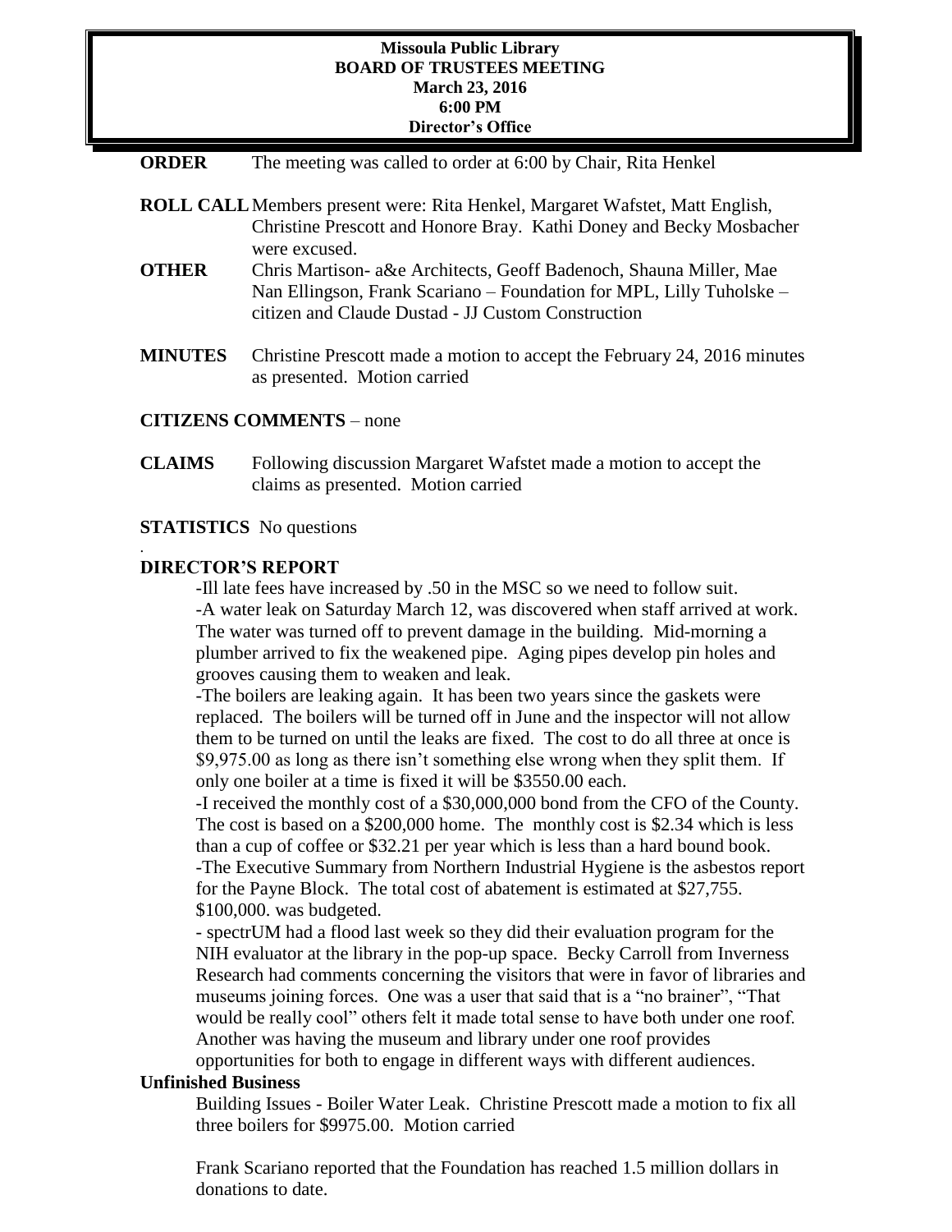**Missoula Public Library**
**BOARD OF TRUSTEES MEETING**
**March 23, 2016**
**6:00 PM**
**Director's Office**

**ORDER** The meeting was called to order at 6:00 by Chair, Rita Henkel

**ROLL CALL** Members present were: Rita Henkel, Margaret Wafstet, Matt English, Christine Prescott and Honore Bray. Kathi Doney and Becky Mosbacher were excused.

**OTHER** Chris Martison- a&e Architects, Geoff Badenoch, Shauna Miller, Mae Nan Ellingson, Frank Scariano – Foundation for MPL, Lilly Tuholske – citizen and Claude Dustad - JJ Custom Construction

**MINUTES** Christine Prescott made a motion to accept the February 24, 2016 minutes as presented. Motion carried

**CITIZENS COMMENTS** – none

**CLAIMS** Following discussion Margaret Wafstet made a motion to accept the claims as presented. Motion carried

**STATISTICS** No questions

.

**DIRECTOR'S REPORT**

-Ill late fees have increased by .50 in the MSC so we need to follow suit.

-A water leak on Saturday March 12, was discovered when staff arrived at work. The water was turned off to prevent damage in the building. Mid-morning a plumber arrived to fix the weakened pipe. Aging pipes develop pin holes and grooves causing them to weaken and leak.

-The boilers are leaking again. It has been two years since the gaskets were replaced. The boilers will be turned off in June and the inspector will not allow them to be turned on until the leaks are fixed. The cost to do all three at once is $9,975.00 as long as there isn't something else wrong when they split them. If only one boiler at a time is fixed it will be $3550.00 each.

-I received the monthly cost of a $30,000,000 bond from the CFO of the County. The cost is based on a $200,000 home. The monthly cost is $2.34 which is less than a cup of coffee or $32.21 per year which is less than a hard bound book.

-The Executive Summary from Northern Industrial Hygiene is the asbestos report for the Payne Block. The total cost of abatement is estimated at $27,755. $100,000. was budgeted.

- spectrUM had a flood last week so they did their evaluation program for the NIH evaluator at the library in the pop-up space. Becky Carroll from Inverness Research had comments concerning the visitors that were in favor of libraries and museums joining forces. One was a user that said that is a "no brainer", "That would be really cool" others felt it made total sense to have both under one roof. Another was having the museum and library under one roof provides opportunities for both to engage in different ways with different audiences.

**Unfinished Business**

Building Issues - Boiler Water Leak. Christine Prescott made a motion to fix all three boilers for $9975.00. Motion carried

Frank Scariano reported that the Foundation has reached 1.5 million dollars in donations to date.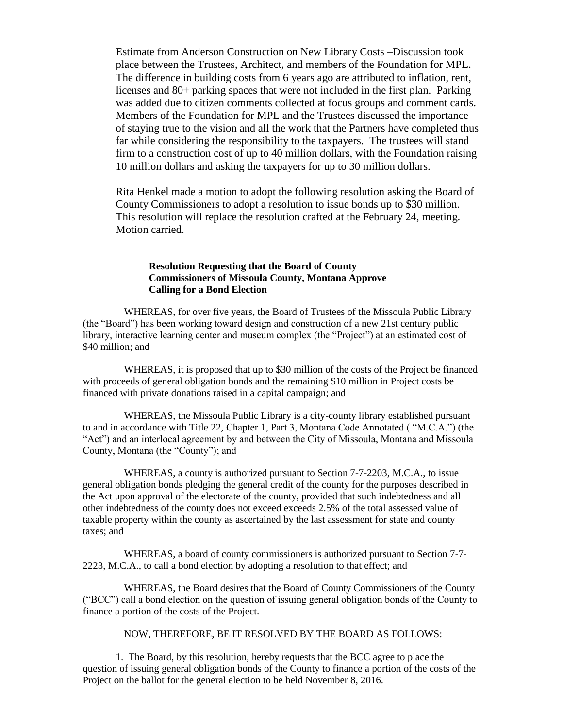Estimate from Anderson Construction on New Library Costs –Discussion took place between the Trustees, Architect, and members of the Foundation for MPL. The difference in building costs from 6 years ago are attributed to inflation, rent, licenses and 80+ parking spaces that were not included in the first plan. Parking was added due to citizen comments collected at focus groups and comment cards. Members of the Foundation for MPL and the Trustees discussed the importance of staying true to the vision and all the work that the Partners have completed thus far while considering the responsibility to the taxpayers. The trustees will stand firm to a construction cost of up to 40 million dollars, with the Foundation raising 10 million dollars and asking the taxpayers for up to 30 million dollars.

Rita Henkel made a motion to adopt the following resolution asking the Board of County Commissioners to adopt a resolution to issue bonds up to $30 million. This resolution will replace the resolution crafted at the February 24, meeting. Motion carried.

**Resolution Requesting that the Board of County Commissioners of Missoula County, Montana Approve Calling for a Bond Election**

WHEREAS, for over five years, the Board of Trustees of the Missoula Public Library (the "Board") has been working toward design and construction of a new 21st century public library, interactive learning center and museum complex (the "Project") at an estimated cost of $40 million; and

WHEREAS, it is proposed that up to $30 million of the costs of the Project be financed with proceeds of general obligation bonds and the remaining $10 million in Project costs be financed with private donations raised in a capital campaign; and

WHEREAS, the Missoula Public Library is a city-county library established pursuant to and in accordance with Title 22, Chapter 1, Part 3, Montana Code Annotated ( "M.C.A.") (the "Act") and an interlocal agreement by and between the City of Missoula, Montana and Missoula County, Montana (the "County"); and

WHEREAS, a county is authorized pursuant to Section 7-7-2203, M.C.A., to issue general obligation bonds pledging the general credit of the county for the purposes described in the Act upon approval of the electorate of the county, provided that such indebtedness and all other indebtedness of the county does not exceed exceeds 2.5% of the total assessed value of taxable property within the county as ascertained by the last assessment for state and county taxes; and

WHEREAS, a board of county commissioners is authorized pursuant to Section 7-7-2223, M.C.A., to call a bond election by adopting a resolution to that effect; and

WHEREAS, the Board desires that the Board of County Commissioners of the County ("BCC") call a bond election on the question of issuing general obligation bonds of the County to finance a portion of the costs of the Project.

NOW, THEREFORE, BE IT RESOLVED BY THE BOARD AS FOLLOWS:

1. The Board, by this resolution, hereby requests that the BCC agree to place the question of issuing general obligation bonds of the County to finance a portion of the costs of the Project on the ballot for the general election to be held November 8, 2016.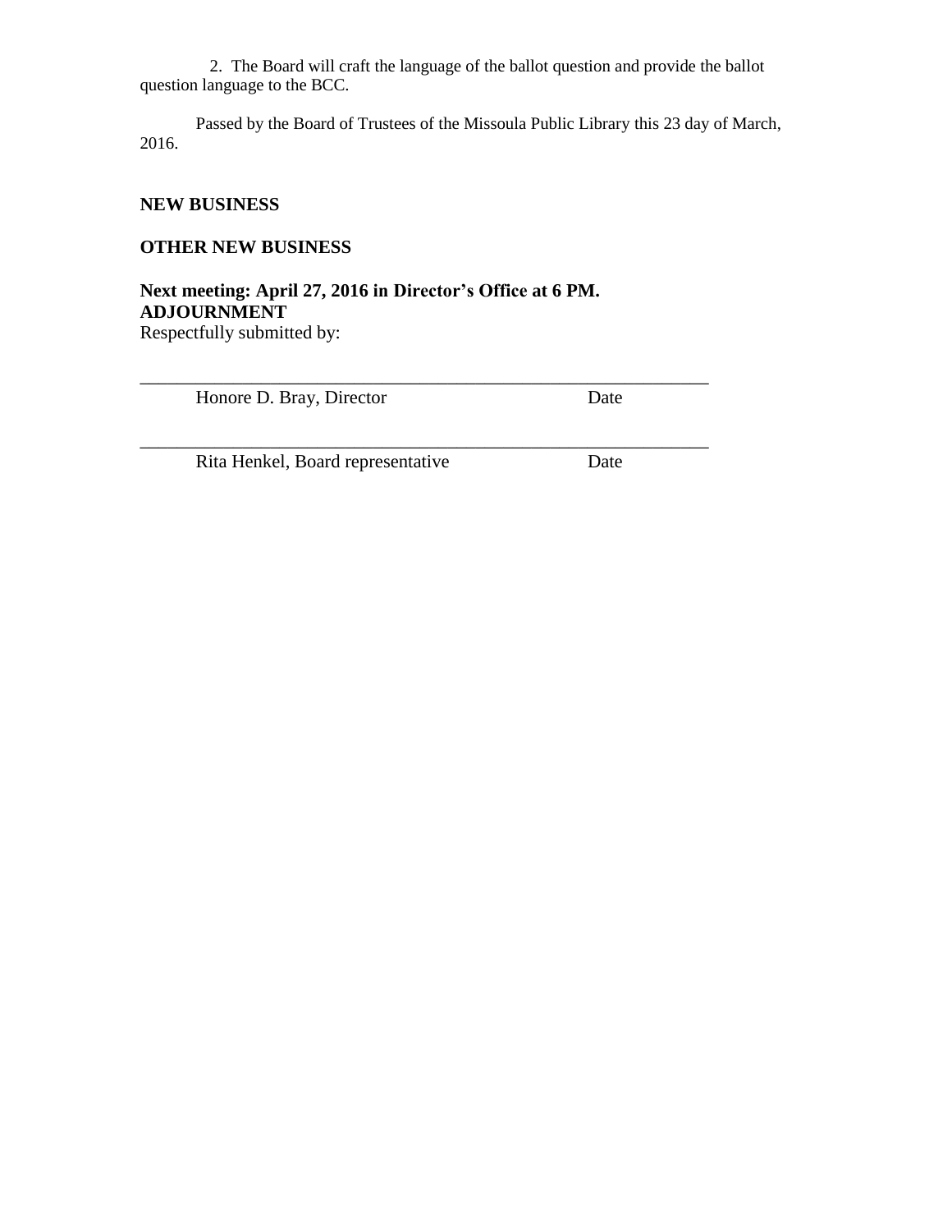2. The Board will craft the language of the ballot question and provide the ballot question language to the BCC.

Passed by the Board of Trustees of the Missoula Public Library this 23 day of March, 2016.

**NEW BUSINESS**

**OTHER NEW BUSINESS**

**Next meeting: April 27, 2016 in Director's Office at 6 PM.**
**ADJOURNMENT**
Respectfully submitted by:

______________________________________________________________

Honore D. Bray, Director Date

______________________________________________________________

Rita Henkel, Board representative Date